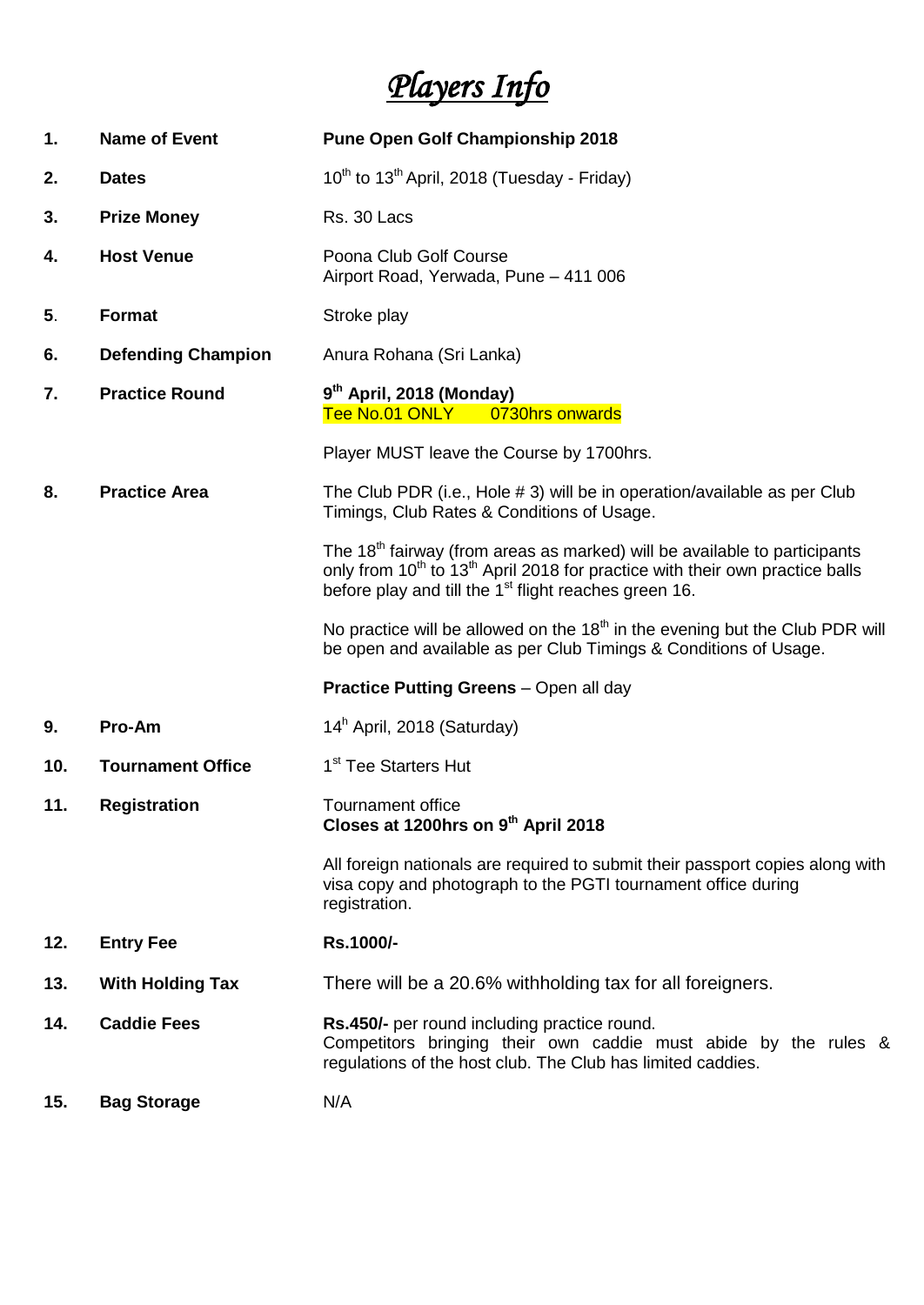# *Players Info*

| | | |
|---|---|---|
| **1.** | **Name of Event** | **Pune Open Golf Championship 2018** |
| **2.** | **Dates** | 10th to 13th April, 2018 (Tuesday - Friday) |
| **3.** | **Prize Money** | Rs. 30 Lacs |
| **4.** | **Host Venue** | Poona Club Golf Course<br>Airport Road, Yerwada, Pune – 411 006 |
| **5.** | **Format** | Stroke play |
| **6.** | **Defending Champion** | Anura Rohana (Sri Lanka) |
| **7.** | **Practice Round** | **9th April, 2018 (Monday)**<br>Tee No.01 ONLY 0730hrs onwards<br><br>Player MUST leave the Course by 1700hrs. |
| **8.** | **Practice Area** | The Club PDR (i.e., Hole # 3) will be in operation/available as per Club Timings, Club Rates & Conditions of Usage.<br><br>The 18th fairway (from areas as marked) will be available to participants only from 10th to 13th April 2018 for practice with their own practice balls before play and till the 1st flight reaches green 16.<br><br>No practice will be allowed on the 18th in the evening but the Club PDR will be open and available as per Club Timings & Conditions of Usage.<br><br>**Practice Putting Greens** – Open all day |
| **9.** | **Pro-Am** | 14h April, 2018 (Saturday) |
| **10.** | **Tournament Office** | 1st Tee Starters Hut |
| **11.** | **Registration** | Tournament office<br>**Closes at 1200hrs on 9th April 2018**<br><br>All foreign nationals are required to submit their passport copies along with visa copy and photograph to the PGTI tournament office during registration. |
| **12.** | **Entry Fee** | **Rs.1000/-** |
| **13.** | **With Holding Tax** | There will be a 20.6% withholding tax for all foreigners. |
| **14.** | **Caddie Fees** | **Rs.450/-** per round including practice round.<br>Competitors bringing their own caddie must abide by the rules & regulations of the host club. The Club has limited caddies. |
| **15.** | **Bag Storage** | N/A |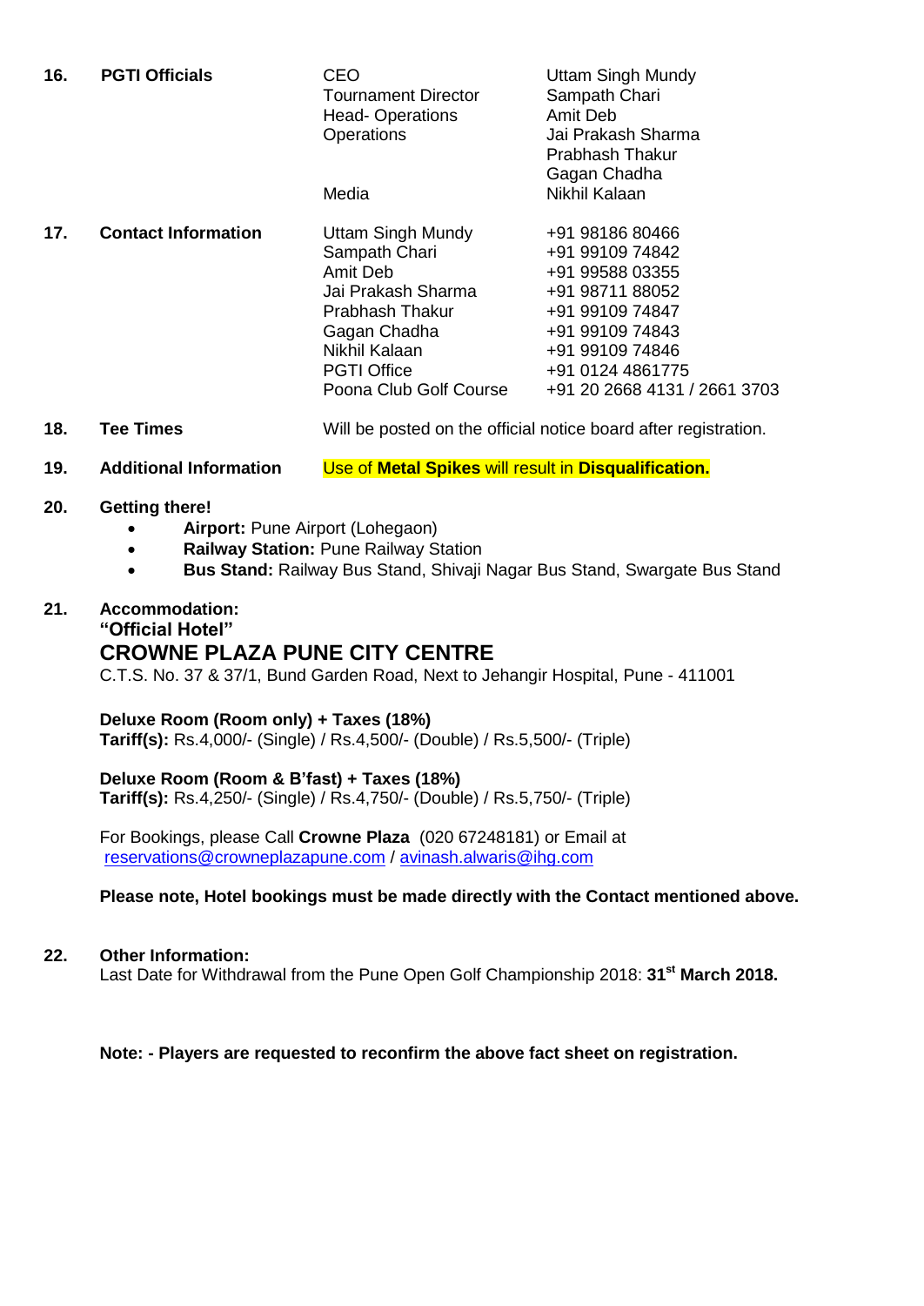| | | | |
|---|---|---|---|
| **16.** | **PGTI Officials** | CEO | Uttam Singh Mundy |
| | | Tournament Director | Sampath Chari |
| | | Head- Operations | Amit Deb |
| | | Operations | Jai Prakash Sharma |
| | | | Prabhash Thakur |
| | | | Gagan Chadha |
| | | Media | Nikhil Kalaan |
| **17.** | **Contact Information** | Uttam Singh Mundy | +91 98186 80466 |
| | | Sampath Chari | +91 99109 74842 |
| | | Amit Deb | +91 99588 03355 |
| | | Jai Prakash Sharma | +91 98711 88052 |
| | | Prabhash Thakur | +91 99109 74847 |
| | | Gagan Chadha | +91 99109 74843 |
| | | Nikhil Kalaan | +91 99109 74846 |
| | | PGTI Office | +91 0124 4861775 |
| | | Poona Club Golf Course | +91 20 2668 4131 / 2661 3703 |
| **18.** | **Tee Times** | Will be posted on the official notice board after registration. | |
| **19.** | **Additional Information** | Use of **Metal Spikes** will result in **Disqualification.** | |

**20. Getting there!**

- **Airport:** Pune Airport (Lohegaon)
- **Railway Station:** Pune Railway Station
- **Bus Stand:** Railway Bus Stand, Shivaji Nagar Bus Stand, Swargate Bus Stand

**21. Accommodation:**

**"Official Hotel"**

## CROWNE PLAZA PUNE CITY CENTRE

C.T.S. No. 37 & 37/1, Bund Garden Road, Next to Jehangir Hospital, Pune - 411001

**Deluxe Room (Room only) + Taxes (18%)**
**Tariff(s):** Rs.4,000/- (Single) / Rs.4,500/- (Double) / Rs.5,500/- (Triple)

**Deluxe Room (Room & B'fast) + Taxes (18%)**
**Tariff(s):** Rs.4,250/- (Single) / Rs.4,750/- (Double) / Rs.5,750/- (Triple)

For Bookings, please Call **Crowne Plaza** (020 67248181) or Email at reservations@crowneplazapune.com / avinash.alwaris@ihg.com

**Please note, Hotel bookings must be made directly with the Contact mentioned above.**

**22. Other Information:**

Last Date for Withdrawal from the Pune Open Golf Championship 2018: **31st March 2018.**

**Note: - Players are requested to reconfirm the above fact sheet on registration.**